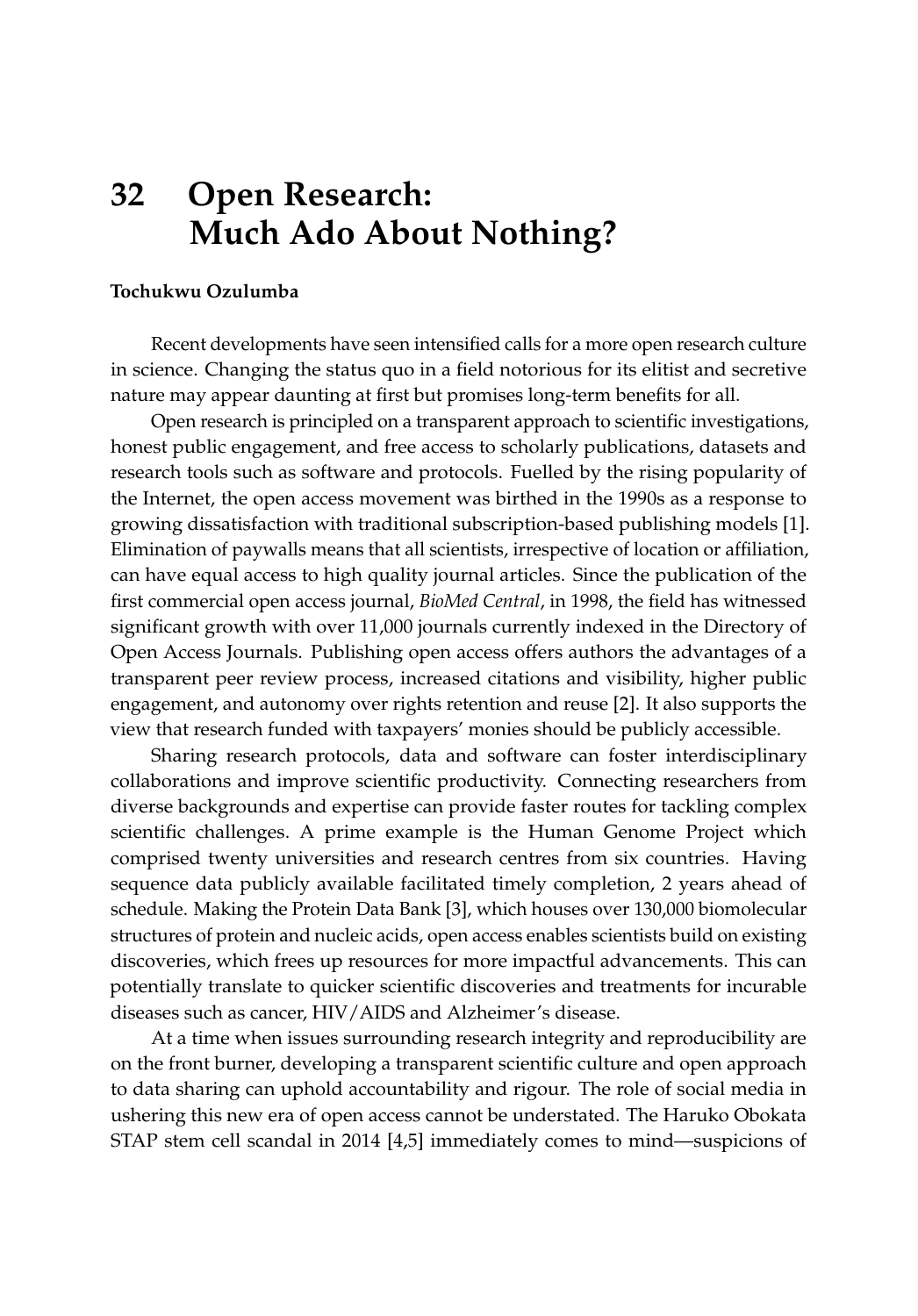# 32 Open Research: Much Ado About Nothing?

**Tochukwu Ozulumba**

Recent developments have seen intensified calls for a more open research culture in science. Changing the status quo in a field notorious for its elitist and secretive nature may appear daunting at first but promises long-term benefits for all.

Open research is principled on a transparent approach to scientific investigations, honest public engagement, and free access to scholarly publications, datasets and research tools such as software and protocols. Fuelled by the rising popularity of the Internet, the open access movement was birthed in the 1990s as a response to growing dissatisfaction with traditional subscription-based publishing models [1]. Elimination of paywalls means that all scientists, irrespective of location or affiliation, can have equal access to high quality journal articles. Since the publication of the first commercial open access journal, *BioMed Central*, in 1998, the field has witnessed significant growth with over 11,000 journals currently indexed in the Directory of Open Access Journals. Publishing open access offers authors the advantages of a transparent peer review process, increased citations and visibility, higher public engagement, and autonomy over rights retention and reuse [2]. It also supports the view that research funded with taxpayers' monies should be publicly accessible.

Sharing research protocols, data and software can foster interdisciplinary collaborations and improve scientific productivity. Connecting researchers from diverse backgrounds and expertise can provide faster routes for tackling complex scientific challenges. A prime example is the Human Genome Project which comprised twenty universities and research centres from six countries. Having sequence data publicly available facilitated timely completion, 2 years ahead of schedule. Making the Protein Data Bank [3], which houses over 130,000 biomolecular structures of protein and nucleic acids, open access enables scientists build on existing discoveries, which frees up resources for more impactful advancements. This can potentially translate to quicker scientific discoveries and treatments for incurable diseases such as cancer, HIV/AIDS and Alzheimer's disease.

At a time when issues surrounding research integrity and reproducibility are on the front burner, developing a transparent scientific culture and open approach to data sharing can uphold accountability and rigour. The role of social media in ushering this new era of open access cannot be understated. The Haruko Obokata STAP stem cell scandal in 2014 [4,5] immediately comes to mind—suspicions of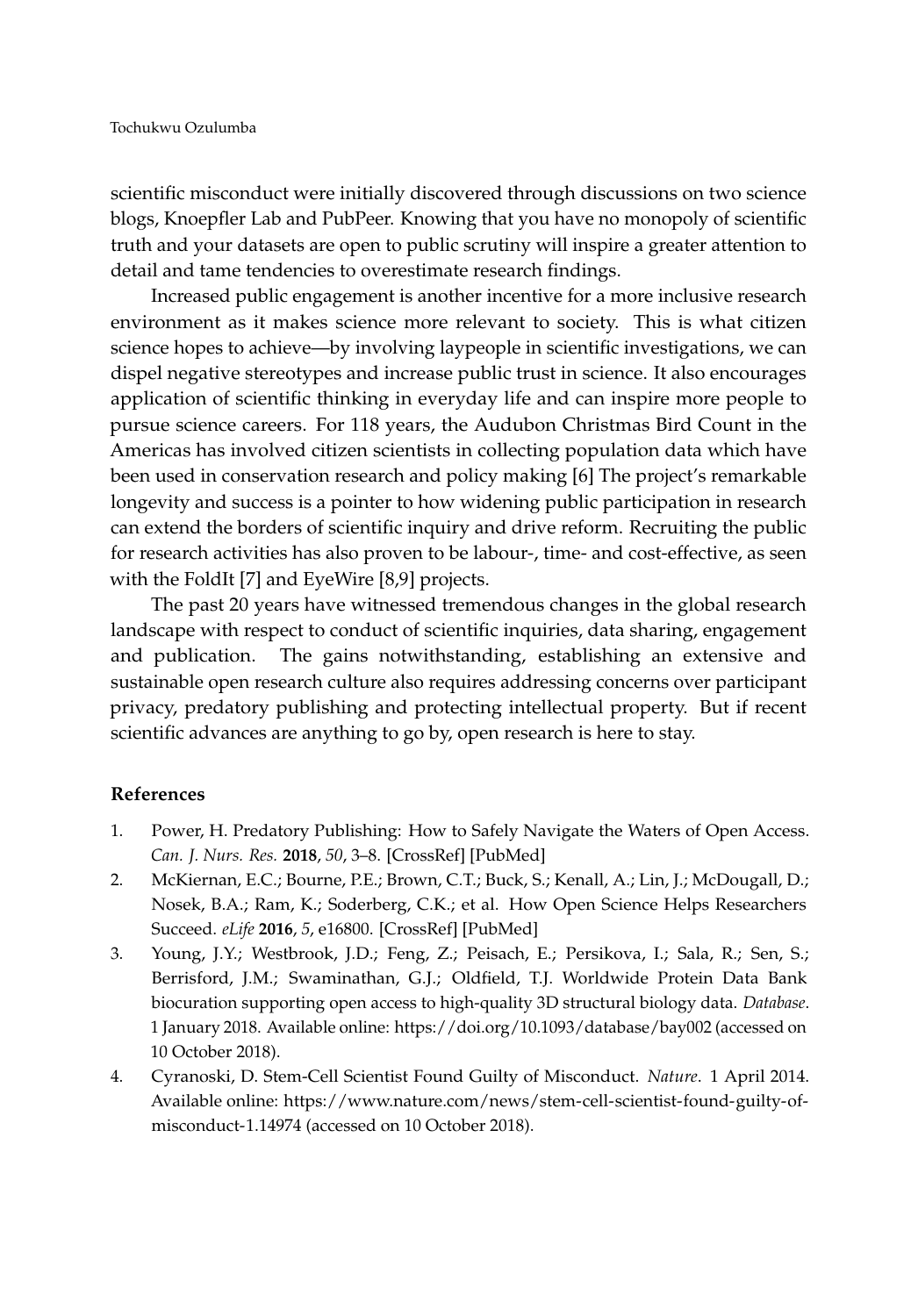scientific misconduct were initially discovered through discussions on two science blogs, Knoepfler Lab and PubPeer. Knowing that you have no monopoly of scientific truth and your datasets are open to public scrutiny will inspire a greater attention to detail and tame tendencies to overestimate research findings.

Increased public engagement is another incentive for a more inclusive research environment as it makes science more relevant to society. This is what citizen science hopes to achieve—by involving laypeople in scientific investigations, we can dispel negative stereotypes and increase public trust in science. It also encourages application of scientific thinking in everyday life and can inspire more people to pursue science careers. For 118 years, the Audubon Christmas Bird Count in the Americas has involved citizen scientists in collecting population data which have been used in conservation research and policy making [6] The project's remarkable longevity and success is a pointer to how widening public participation in research can extend the borders of scientific inquiry and drive reform. Recruiting the public for research activities has also proven to be labour-, time- and cost-effective, as seen with the FoldIt [7] and EyeWire [8,9] projects.

The past 20 years have witnessed tremendous changes in the global research landscape with respect to conduct of scientific inquiries, data sharing, engagement and publication. The gains notwithstanding, establishing an extensive and sustainable open research culture also requires addressing concerns over participant privacy, predatory publishing and protecting intellectual property. But if recent scientific advances are anything to go by, open research is here to stay.

## References

1. Power, H. Predatory Publishing: How to Safely Navigate the Waters of Open Access. *Can. J. Nurs. Res.* **2018**, *50*, 3–8. [CrossRef] [PubMed]
2. McKiernan, E.C.; Bourne, P.E.; Brown, C.T.; Buck, S.; Kenall, A.; Lin, J.; McDougall, D.; Nosek, B.A.; Ram, K.; Soderberg, C.K.; et al. How Open Science Helps Researchers Succeed. *eLife* **2016**, *5*, e16800. [CrossRef] [PubMed]
3. Young, J.Y.; Westbrook, J.D.; Feng, Z.; Peisach, E.; Persikova, I.; Sala, R.; Sen, S.; Berrisford, J.M.; Swaminathan, G.J.; Oldfield, T.J. Worldwide Protein Data Bank biocuration supporting open access to high-quality 3D structural biology data. *Database*. 1 January 2018. Available online: https://doi.org/10.1093/database/bay002 (accessed on 10 October 2018).
4. Cyranoski, D. Stem-Cell Scientist Found Guilty of Misconduct. *Nature*. 1 April 2014. Available online: https://www.nature.com/news/stem-cell-scientist-found-guilty-of-misconduct-1.14974 (accessed on 10 October 2018).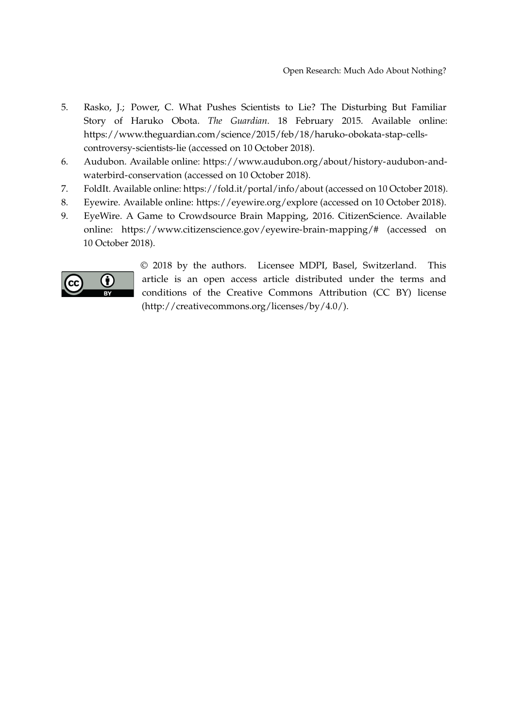5. Rasko, J.; Power, C. What Pushes Scientists to Lie? The Disturbing But Familiar Story of Haruko Obota. *The Guardian*. 18 February 2015. Available online: https://www.theguardian.com/science/2015/feb/18/haruko-obokata-stap-cells-controversy-scientists-lie (accessed on 10 October 2018).
6. Audubon. Available online: https://www.audubon.org/about/history-audubon-and-waterbird-conservation (accessed on 10 October 2018).
7. FoldIt. Available online: https://fold.it/portal/info/about (accessed on 10 October 2018).
8. Eyewire. Available online: https://eyewire.org/explore (accessed on 10 October 2018).
9. EyeWire. A Game to Crowdsource Brain Mapping, 2016. CitizenScience. Available online: https://www.citizenscience.gov/eyewire-brain-mapping/# (accessed on 10 October 2018).

© 2018 by the authors. Licensee MDPI, Basel, Switzerland. This article is an open access article distributed under the terms and conditions of the Creative Commons Attribution (CC BY) license (http://creativecommons.org/licenses/by/4.0/).